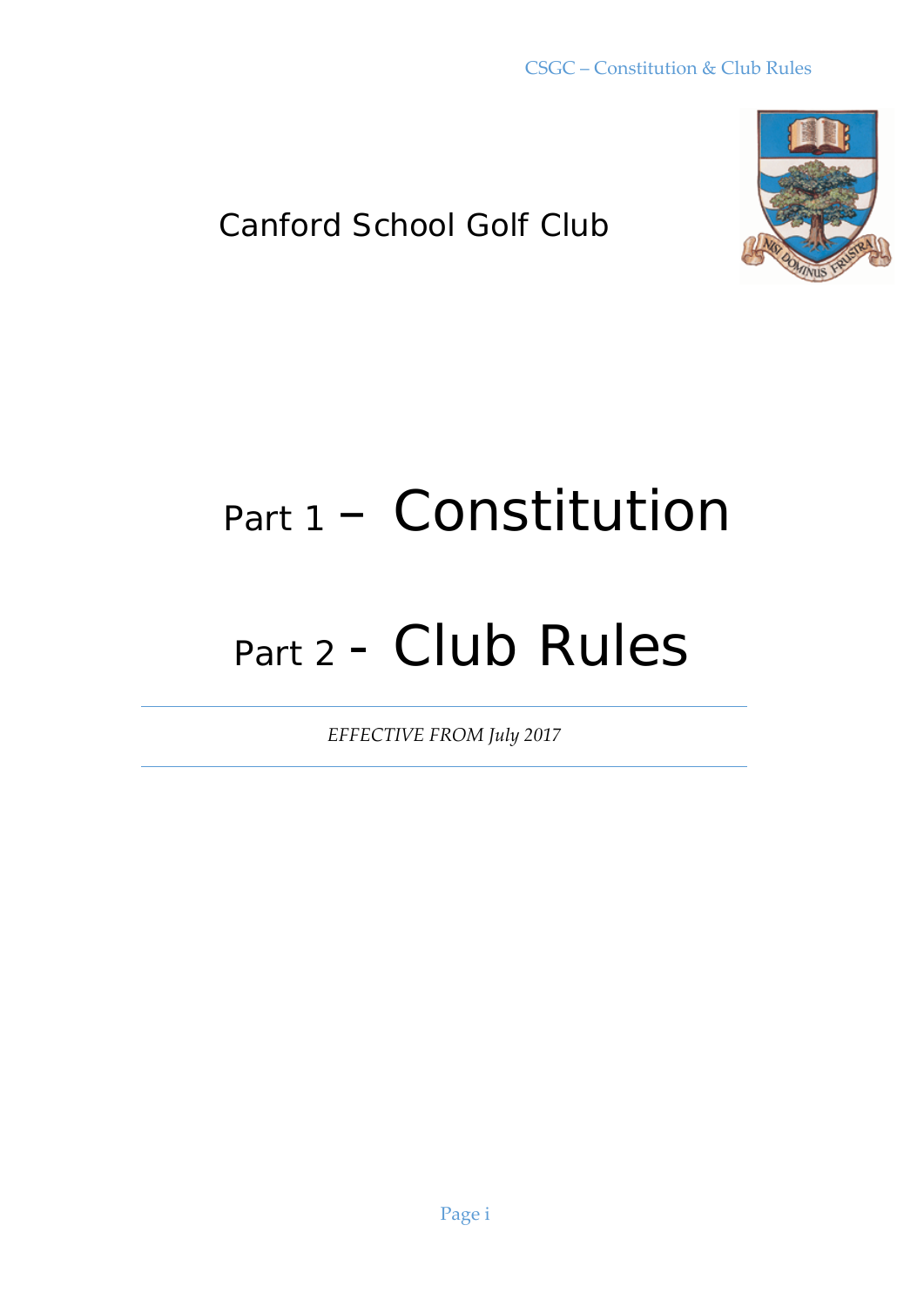Canford School Golf Club

# Part 1 – Constitution

# Part 2 - Club Rules

*EFFECTIVE FROM July 2017*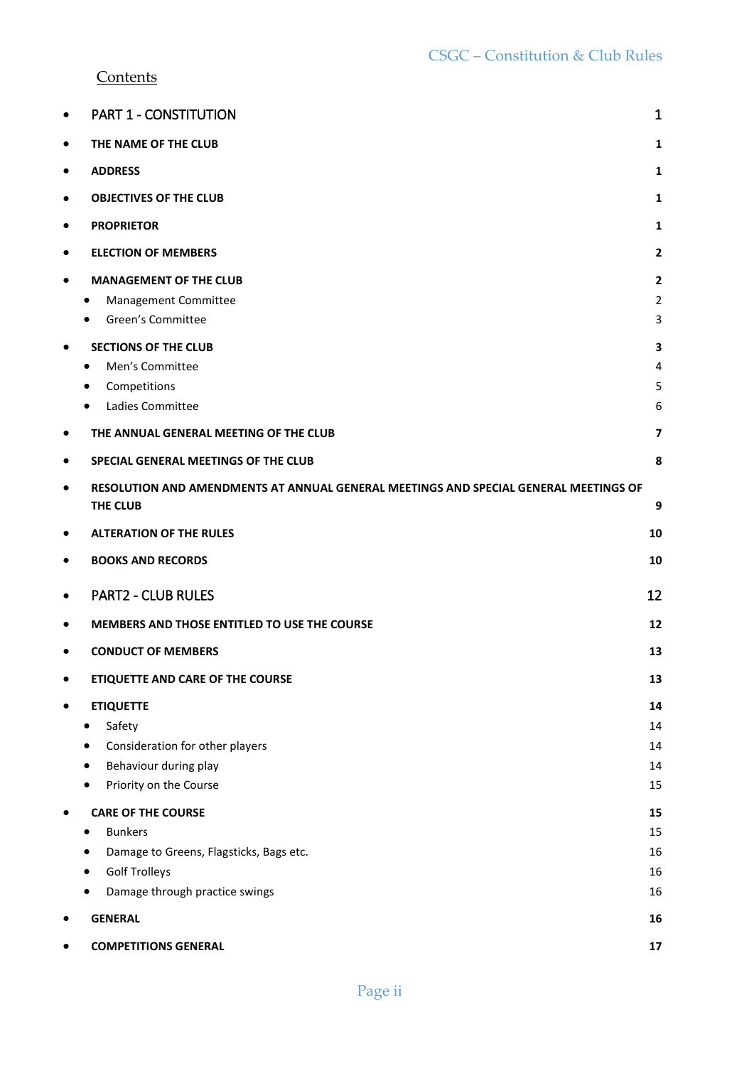## Contents

- PART 1 - CONSTITUTION 1
- **THE NAME OF THE CLUB** **1**
- **ADDRESS** **1**
- **OBJECTIVES OF THE CLUB** **1**
- **PROPRIETOR** **1**
- **ELECTION OF MEMBERS** **2**
- **MANAGEMENT OF THE CLUB** **2**
  - Management Committee 2
  - Green's Committee 3
- **SECTIONS OF THE CLUB** **3**
  - Men's Committee 4
  - Competitions 5
  - Ladies Committee 6
- **THE ANNUAL GENERAL MEETING OF THE CLUB** **7**
- **SPECIAL GENERAL MEETINGS OF THE CLUB** **8**
- **RESOLUTION AND AMENDMENTS AT ANNUAL GENERAL MEETINGS AND SPECIAL GENERAL MEETINGS OF THE CLUB** **9**
- **ALTERATION OF THE RULES** **10**
- **BOOKS AND RECORDS** **10**
- PART2 - CLUB RULES 12
- **MEMBERS AND THOSE ENTITLED TO USE THE COURSE** **12**
- **CONDUCT OF MEMBERS** **13**
- **ETIQUETTE AND CARE OF THE COURSE** **13**
- **ETIQUETTE** **14**
  - Safety 14
  - Consideration for other players 14
  - Behaviour during play 14
  - Priority on the Course 15
- **CARE OF THE COURSE** **15**
  - Bunkers 15
  - Damage to Greens, Flagsticks, Bags etc. 16
  - Golf Trolleys 16
  - Damage through practice swings 16
- **GENERAL** **16**
- **COMPETITIONS GENERAL** **17**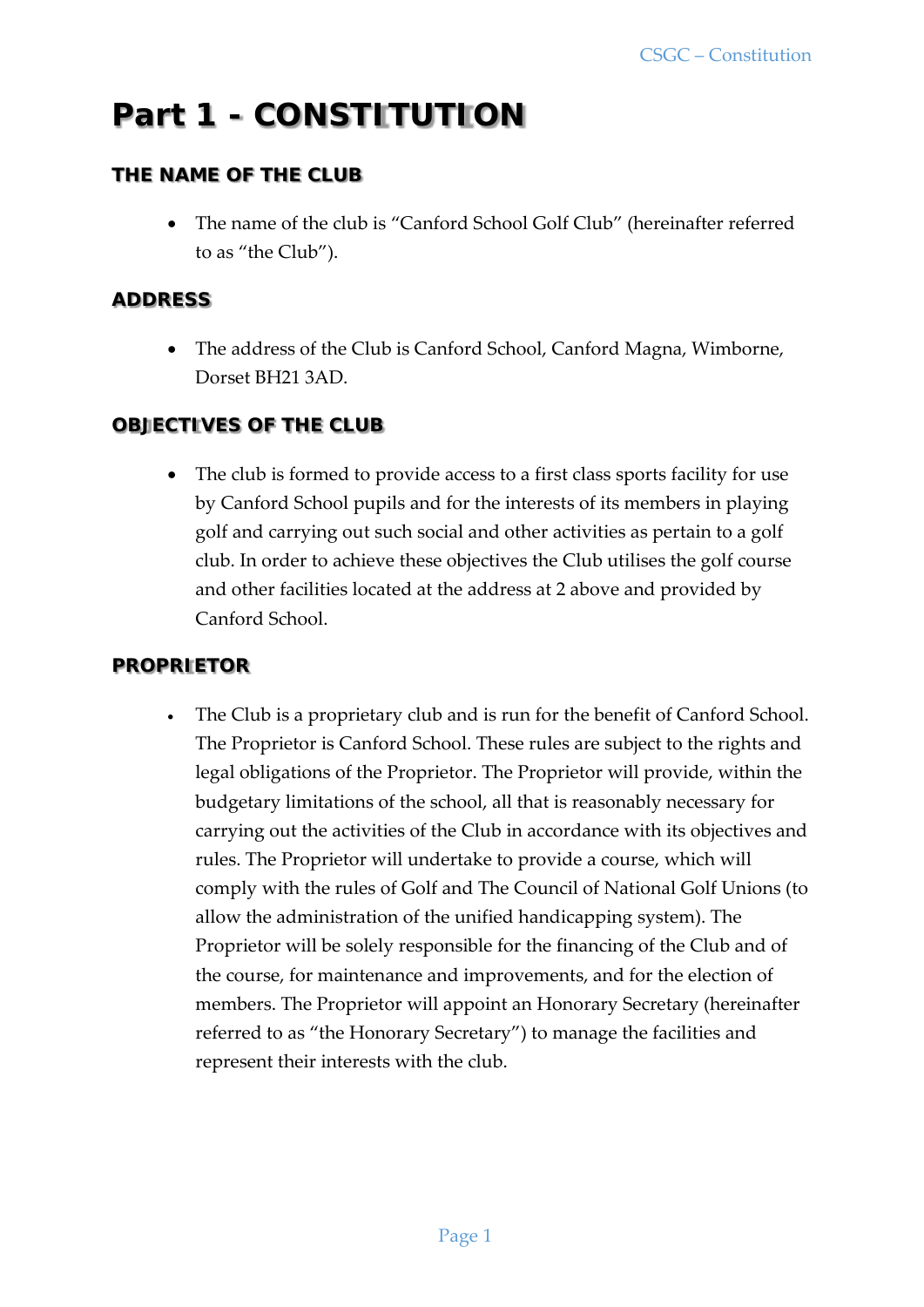# Part 1 - CONSTITUTION

## THE NAME OF THE CLUB

- The name of the club is “Canford School Golf Club” (hereinafter referred to as “the Club”).

## ADDRESS

- The address of the Club is Canford School, Canford Magna, Wimborne, Dorset BH21 3AD.

## OBJECTIVES OF THE CLUB

- The club is formed to provide access to a first class sports facility for use by Canford School pupils and for the interests of its members in playing golf and carrying out such social and other activities as pertain to a golf club. In order to achieve these objectives the Club utilises the golf course and other facilities located at the address at 2 above and provided by Canford School.

## PROPRIETOR

- The Club is a proprietary club and is run for the benefit of Canford School. The Proprietor is Canford School. These rules are subject to the rights and legal obligations of the Proprietor. The Proprietor will provide, within the budgetary limitations of the school, all that is reasonably necessary for carrying out the activities of the Club in accordance with its objectives and rules. The Proprietor will undertake to provide a course, which will comply with the rules of Golf and The Council of National Golf Unions (to allow the administration of the unified handicapping system). The Proprietor will be solely responsible for the financing of the Club and of the course, for maintenance and improvements, and for the election of members. The Proprietor will appoint an Honorary Secretary (hereinafter referred to as “the Honorary Secretary”) to manage the facilities and represent their interests with the club.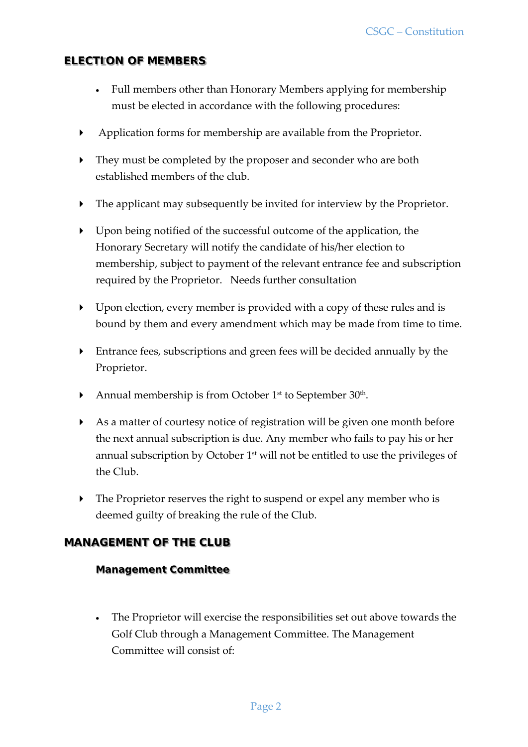## ELECTION OF MEMBERS

- Full members other than Honorary Members applying for membership must be elected in accordance with the following procedures:

- Application forms for membership are available from the Proprietor.
- They must be completed by the proposer and seconder who are both established members of the club.
- The applicant may subsequently be invited for interview by the Proprietor.
- Upon being notified of the successful outcome of the application, the Honorary Secretary will notify the candidate of his/her election to membership, subject to payment of the relevant entrance fee and subscription required by the Proprietor. Needs further consultation
- Upon election, every member is provided with a copy of these rules and is bound by them and every amendment which may be made from time to time.
- Entrance fees, subscriptions and green fees will be decided annually by the Proprietor.
- Annual membership is from October 1st to September 30th.
- As a matter of courtesy notice of registration will be given one month before the next annual subscription is due. Any member who fails to pay his or her annual subscription by October 1st will not be entitled to use the privileges of the Club.
- The Proprietor reserves the right to suspend or expel any member who is deemed guilty of breaking the rule of the Club.

## MANAGEMENT OF THE CLUB

### Management Committee

- The Proprietor will exercise the responsibilities set out above towards the Golf Club through a Management Committee. The Management Committee will consist of: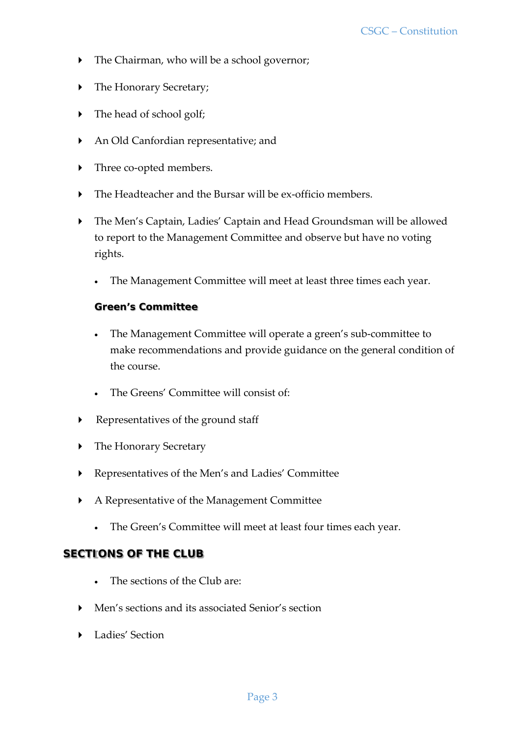- The Chairman, who will be a school governor;
- The Honorary Secretary;
- The head of school golf;
- An Old Canfordian representative; and
- Three co-opted members.
- The Headteacher and the Bursar will be ex-officio members.
- The Men's Captain, Ladies' Captain and Head Groundsman will be allowed to report to the Management Committee and observe but have no voting rights.

  - The Management Committee will meet at least three times each year.

**Green's Committee**

  - The Management Committee will operate a green's sub-committee to make recommendations and provide guidance on the general condition of the course.
  - The Greens' Committee will consist of:

- Representatives of the ground staff
- The Honorary Secretary
- Representatives of the Men's and Ladies' Committee
- A Representative of the Management Committee

  - The Green's Committee will meet at least four times each year.

## SECTIONS OF THE CLUB

  - The sections of the Club are:

- Men's sections and its associated Senior's section
- Ladies' Section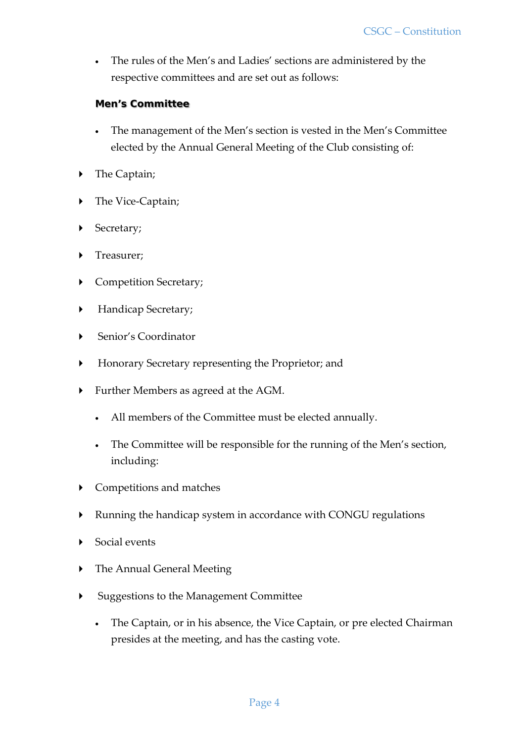- The rules of the Men's and Ladies' sections are administered by the respective committees and are set out as follows:

**Men's Committee**

- The management of the Men's section is vested in the Men's Committee elected by the Annual General Meeting of the Club consisting of:

- The Captain;
- The Vice-Captain;
- Secretary;
- Treasurer;
- Competition Secretary;
- Handicap Secretary;
- Senior's Coordinator
- Honorary Secretary representing the Proprietor; and
- Further Members as agreed at the AGM.

- All members of the Committee must be elected annually.
- The Committee will be responsible for the running of the Men's section, including:

- Competitions and matches
- Running the handicap system in accordance with CONGU regulations
- Social events
- The Annual General Meeting
- Suggestions to the Management Committee

- The Captain, or in his absence, the Vice Captain, or pre elected Chairman presides at the meeting, and has the casting vote.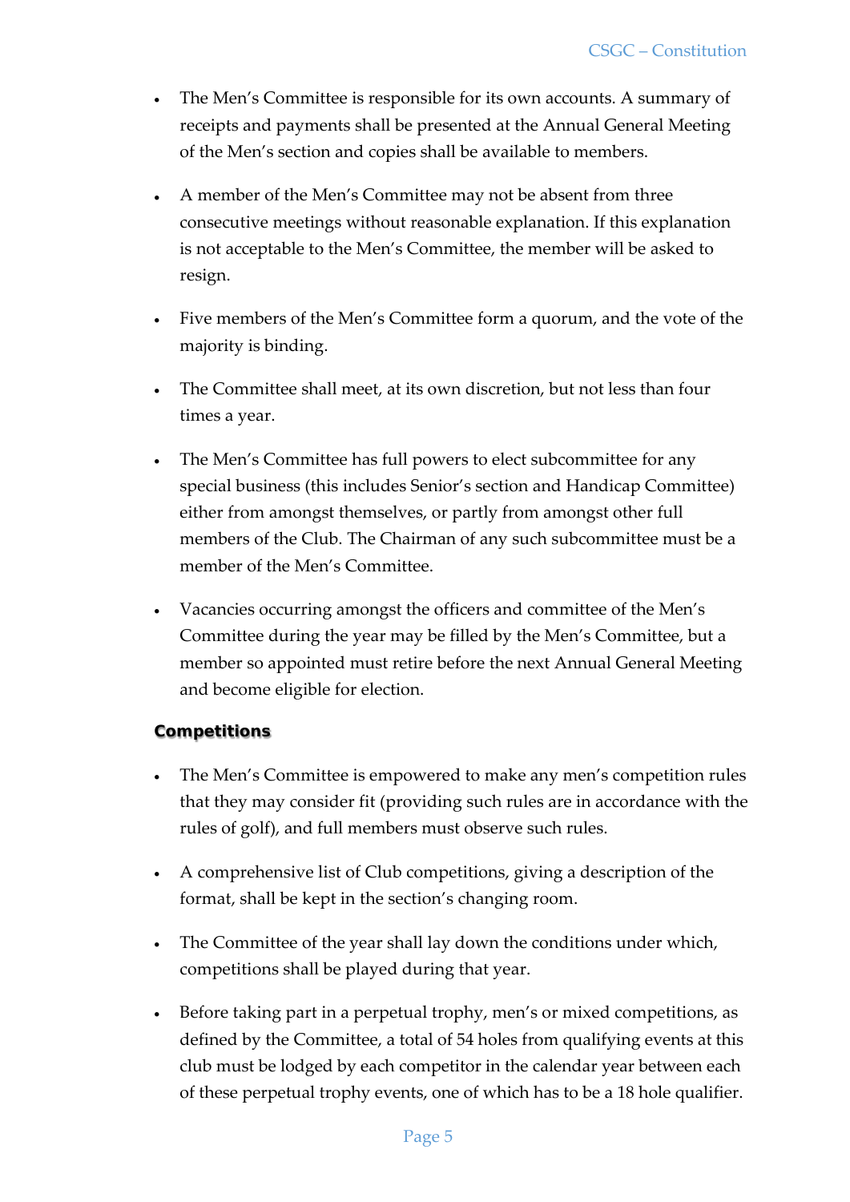- The Men's Committee is responsible for its own accounts. A summary of receipts and payments shall be presented at the Annual General Meeting of the Men's section and copies shall be available to members.

- A member of the Men's Committee may not be absent from three consecutive meetings without reasonable explanation. If this explanation is not acceptable to the Men's Committee, the member will be asked to resign.

- Five members of the Men's Committee form a quorum, and the vote of the majority is binding.

- The Committee shall meet, at its own discretion, but not less than four times a year.

- The Men's Committee has full powers to elect subcommittee for any special business (this includes Senior's section and Handicap Committee) either from amongst themselves, or partly from amongst other full members of the Club. The Chairman of any such subcommittee must be a member of the Men's Committee.

- Vacancies occurring amongst the officers and committee of the Men's Committee during the year may be filled by the Men's Committee, but a member so appointed must retire before the next Annual General Meeting and become eligible for election.

### Competitions

- The Men's Committee is empowered to make any men's competition rules that they may consider fit (providing such rules are in accordance with the rules of golf), and full members must observe such rules.

- A comprehensive list of Club competitions, giving a description of the format, shall be kept in the section's changing room.

- The Committee of the year shall lay down the conditions under which, competitions shall be played during that year.

- Before taking part in a perpetual trophy, men's or mixed competitions, as defined by the Committee, a total of 54 holes from qualifying events at this club must be lodged by each competitor in the calendar year between each of these perpetual trophy events, one of which has to be a 18 hole qualifier.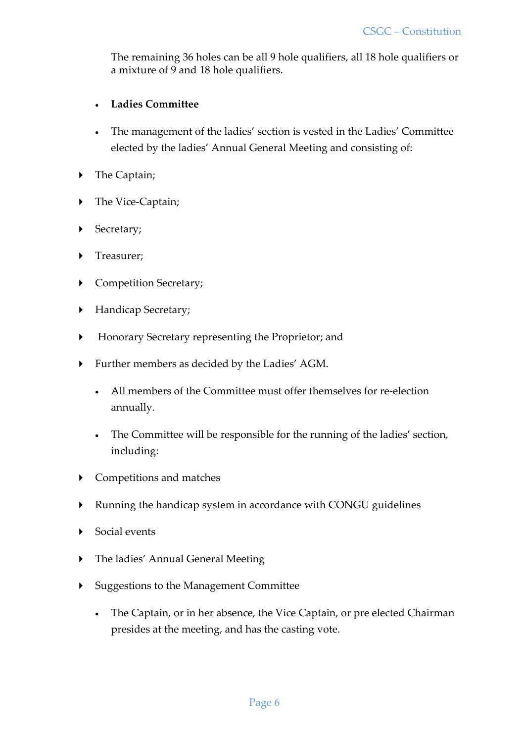The remaining 36 holes can be all 9 hole qualifiers, all 18 hole qualifiers or a mixture of 9 and 18 hole qualifiers.

- **Ladies Committee**

- The management of the ladies' section is vested in the Ladies' Committee elected by the ladies' Annual General Meeting and consisting of:

  - The Captain;
  - The Vice-Captain;
  - Secretary;
  - Treasurer;
  - Competition Secretary;
  - Handicap Secretary;
  - Honorary Secretary representing the Proprietor; and
  - Further members as decided by the Ladies' AGM.

- All members of the Committee must offer themselves for re-election annually.

- The Committee will be responsible for the running of the ladies' section, including:

  - Competitions and matches
  - Running the handicap system in accordance with CONGU guidelines
  - Social events
  - The ladies' Annual General Meeting
  - Suggestions to the Management Committee

- The Captain, or in her absence, the Vice Captain, or pre elected Chairman presides at the meeting, and has the casting vote.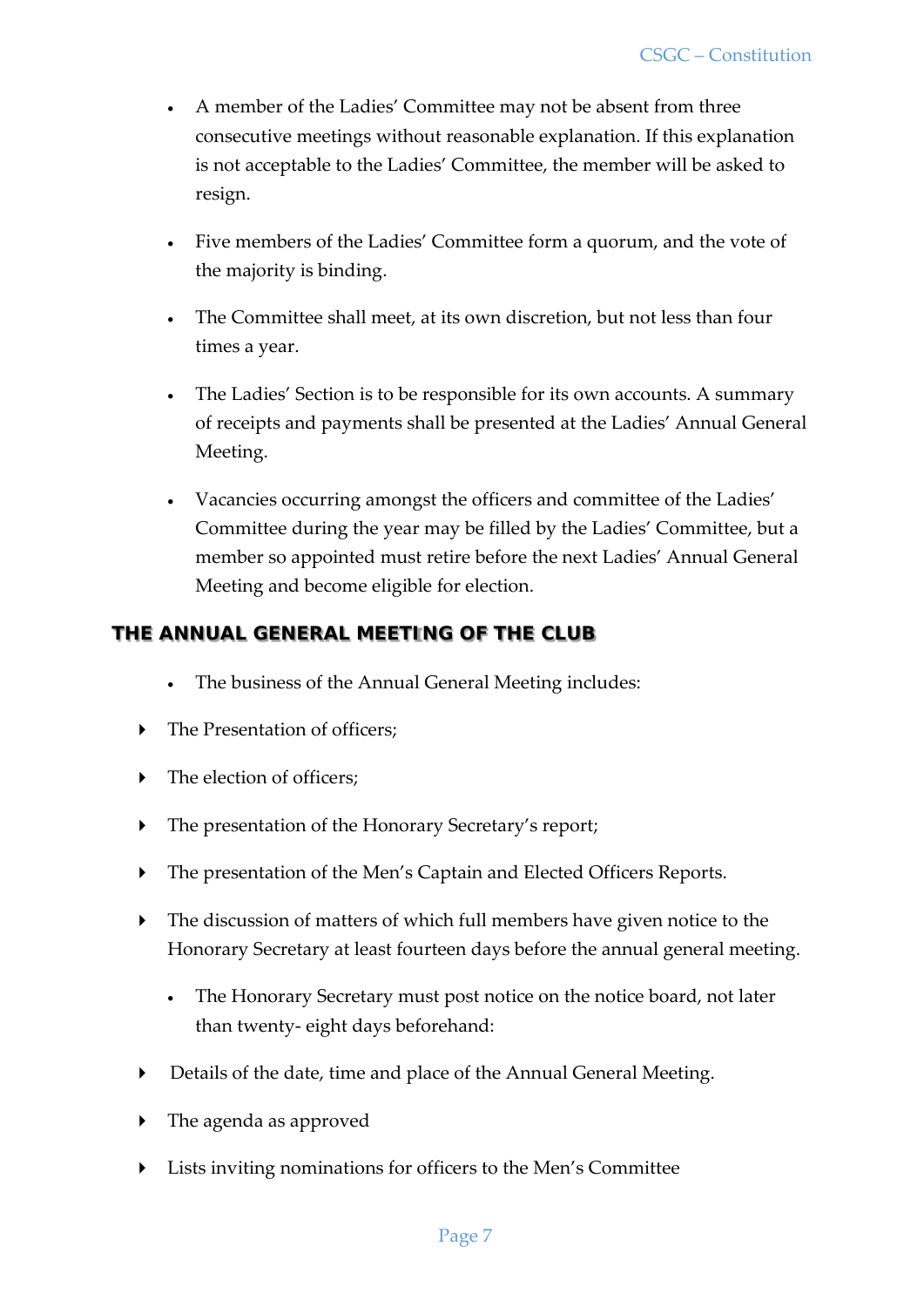- A member of the Ladies' Committee may not be absent from three consecutive meetings without reasonable explanation. If this explanation is not acceptable to the Ladies' Committee, the member will be asked to resign.

- Five members of the Ladies' Committee form a quorum, and the vote of the majority is binding.

- The Committee shall meet, at its own discretion, but not less than four times a year.

- The Ladies' Section is to be responsible for its own accounts. A summary of receipts and payments shall be presented at the Ladies' Annual General Meeting.

- Vacancies occurring amongst the officers and committee of the Ladies' Committee during the year may be filled by the Ladies' Committee, but a member so appointed must retire before the next Ladies' Annual General Meeting and become eligible for election.

## THE ANNUAL GENERAL MEETING OF THE CLUB

- The business of the Annual General Meeting includes:

- The Presentation of officers;
- The election of officers;
- The presentation of the Honorary Secretary's report;
- The presentation of the Men's Captain and Elected Officers Reports.
- The discussion of matters of which full members have given notice to the Honorary Secretary at least fourteen days before the annual general meeting.

- The Honorary Secretary must post notice on the notice board, not later than twenty- eight days beforehand:

- Details of the date, time and place of the Annual General Meeting.
- The agenda as approved
- Lists inviting nominations for officers to the Men's Committee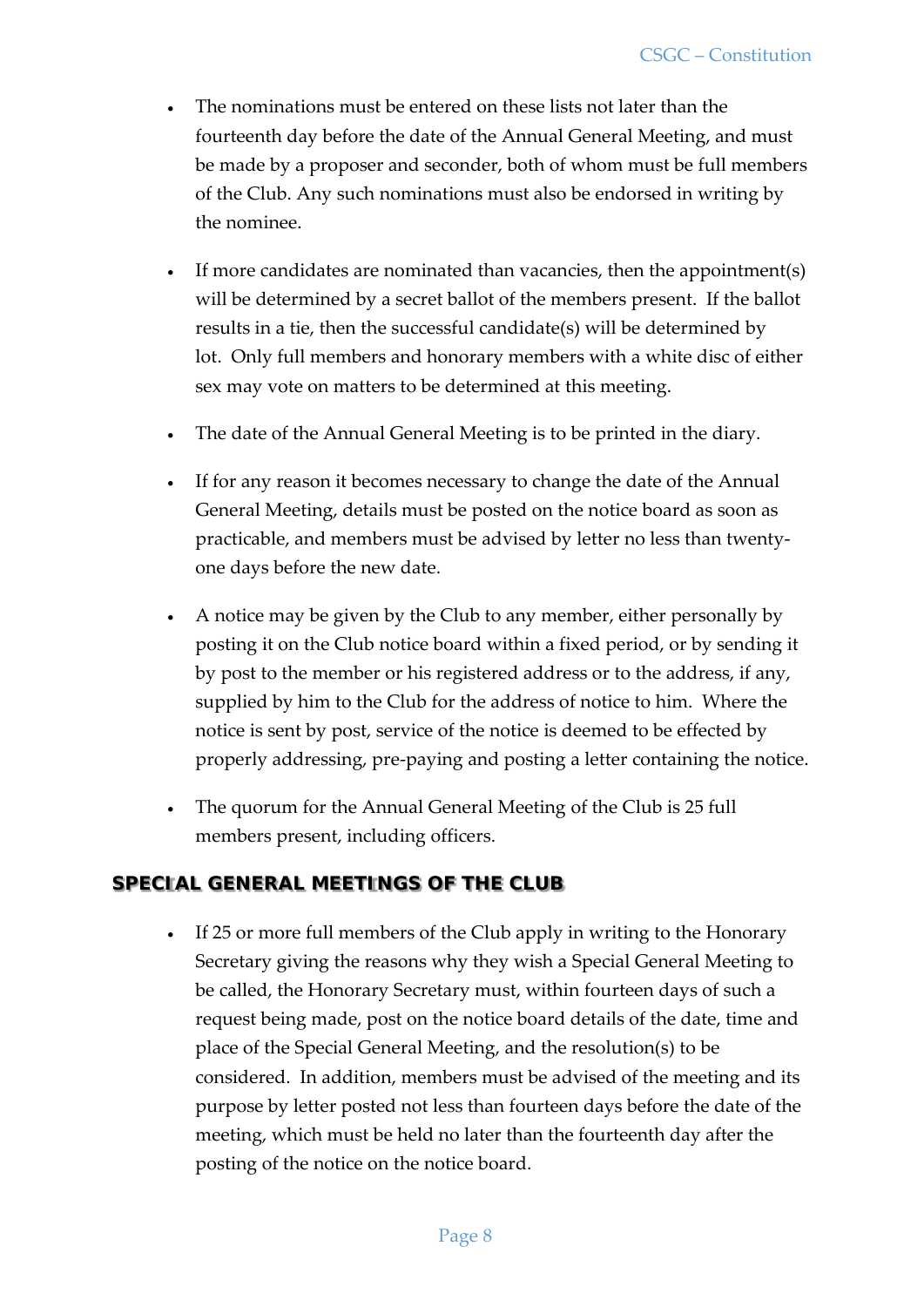- The nominations must be entered on these lists not later than the fourteenth day before the date of the Annual General Meeting, and must be made by a proposer and seconder, both of whom must be full members of the Club. Any such nominations must also be endorsed in writing by the nominee.

- If more candidates are nominated than vacancies, then the appointment(s) will be determined by a secret ballot of the members present. If the ballot results in a tie, then the successful candidate(s) will be determined by lot. Only full members and honorary members with a white disc of either sex may vote on matters to be determined at this meeting.

- The date of the Annual General Meeting is to be printed in the diary.

- If for any reason it becomes necessary to change the date of the Annual General Meeting, details must be posted on the notice board as soon as practicable, and members must be advised by letter no less than twenty-one days before the new date.

- A notice may be given by the Club to any member, either personally by posting it on the Club notice board within a fixed period, or by sending it by post to the member or his registered address or to the address, if any, supplied by him to the Club for the address of notice to him. Where the notice is sent by post, service of the notice is deemed to be effected by properly addressing, pre-paying and posting a letter containing the notice.

- The quorum for the Annual General Meeting of the Club is 25 full members present, including officers.

## SPECIAL GENERAL MEETINGS OF THE CLUB

- If 25 or more full members of the Club apply in writing to the Honorary Secretary giving the reasons why they wish a Special General Meeting to be called, the Honorary Secretary must, within fourteen days of such a request being made, post on the notice board details of the date, time and place of the Special General Meeting, and the resolution(s) to be considered. In addition, members must be advised of the meeting and its purpose by letter posted not less than fourteen days before the date of the meeting, which must be held no later than the fourteenth day after the posting of the notice on the notice board.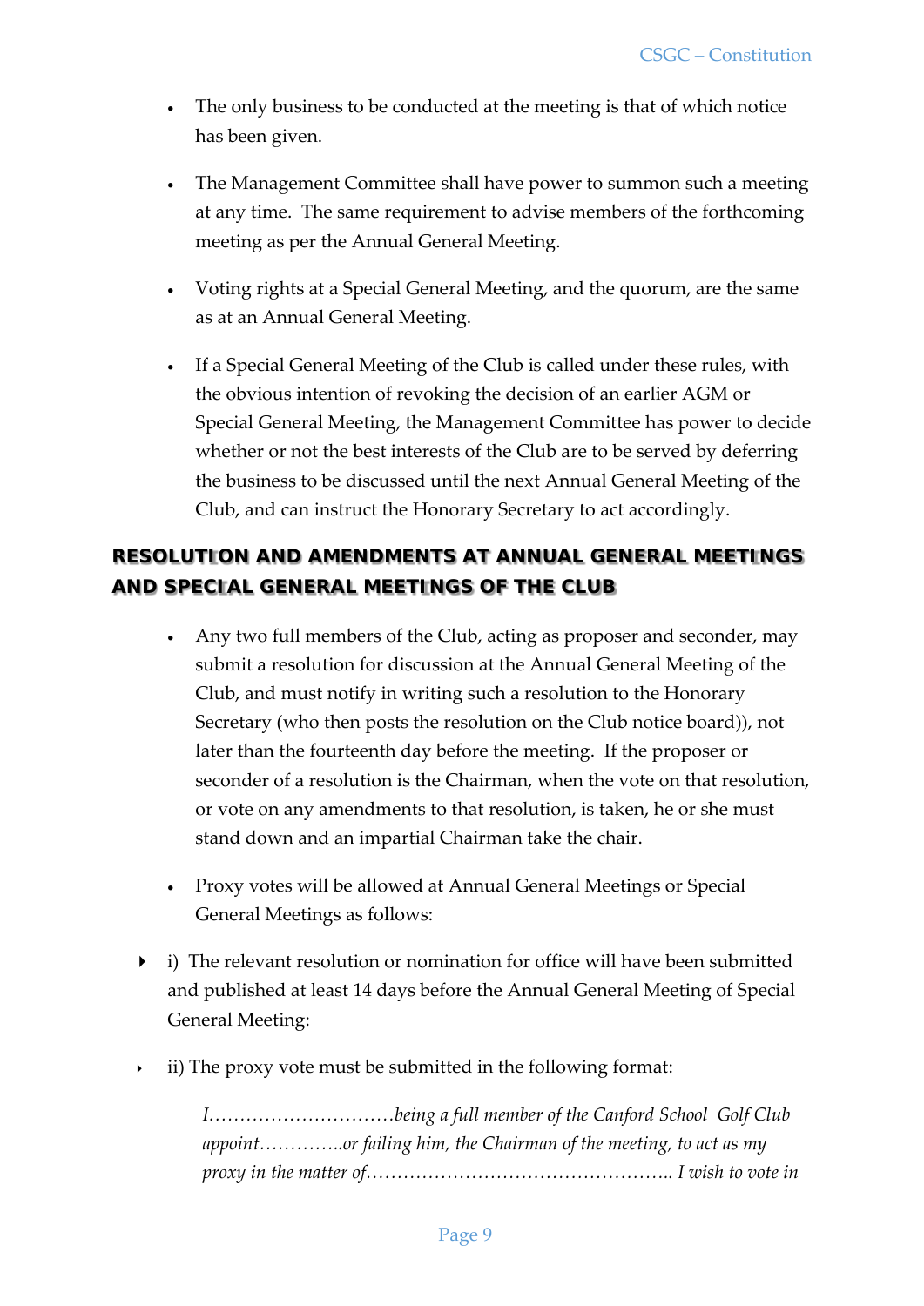- The only business to be conducted at the meeting is that of which notice has been given.

- The Management Committee shall have power to summon such a meeting at any time. The same requirement to advise members of the forthcoming meeting as per the Annual General Meeting.

- Voting rights at a Special General Meeting, and the quorum, are the same as at an Annual General Meeting.

- If a Special General Meeting of the Club is called under these rules, with the obvious intention of revoking the decision of an earlier AGM or Special General Meeting, the Management Committee has power to decide whether or not the best interests of the Club are to be served by deferring the business to be discussed until the next Annual General Meeting of the Club, and can instruct the Honorary Secretary to act accordingly.

## RESOLUTION AND AMENDMENTS AT ANNUAL GENERAL MEETINGS AND SPECIAL GENERAL MEETINGS OF THE CLUB

- Any two full members of the Club, acting as proposer and seconder, may submit a resolution for discussion at the Annual General Meeting of the Club, and must notify in writing such a resolution to the Honorary Secretary (who then posts the resolution on the Club notice board)), not later than the fourteenth day before the meeting. If the proposer or seconder of a resolution is the Chairman, when the vote on that resolution, or vote on any amendments to that resolution, is taken, he or she must stand down and an impartial Chairman take the chair.

- Proxy votes will be allowed at Annual General Meetings or Special General Meetings as follows:

- i) The relevant resolution or nomination for office will have been submitted and published at least 14 days before the Annual General Meeting of Special General Meeting:

- ii) The proxy vote must be submitted in the following format:

  *I…………………………being a full member of the Canford School Golf Club appoint…………..or failing him, the Chairman of the meeting, to act as my proxy in the matter of………………………………………….. I wish to vote in*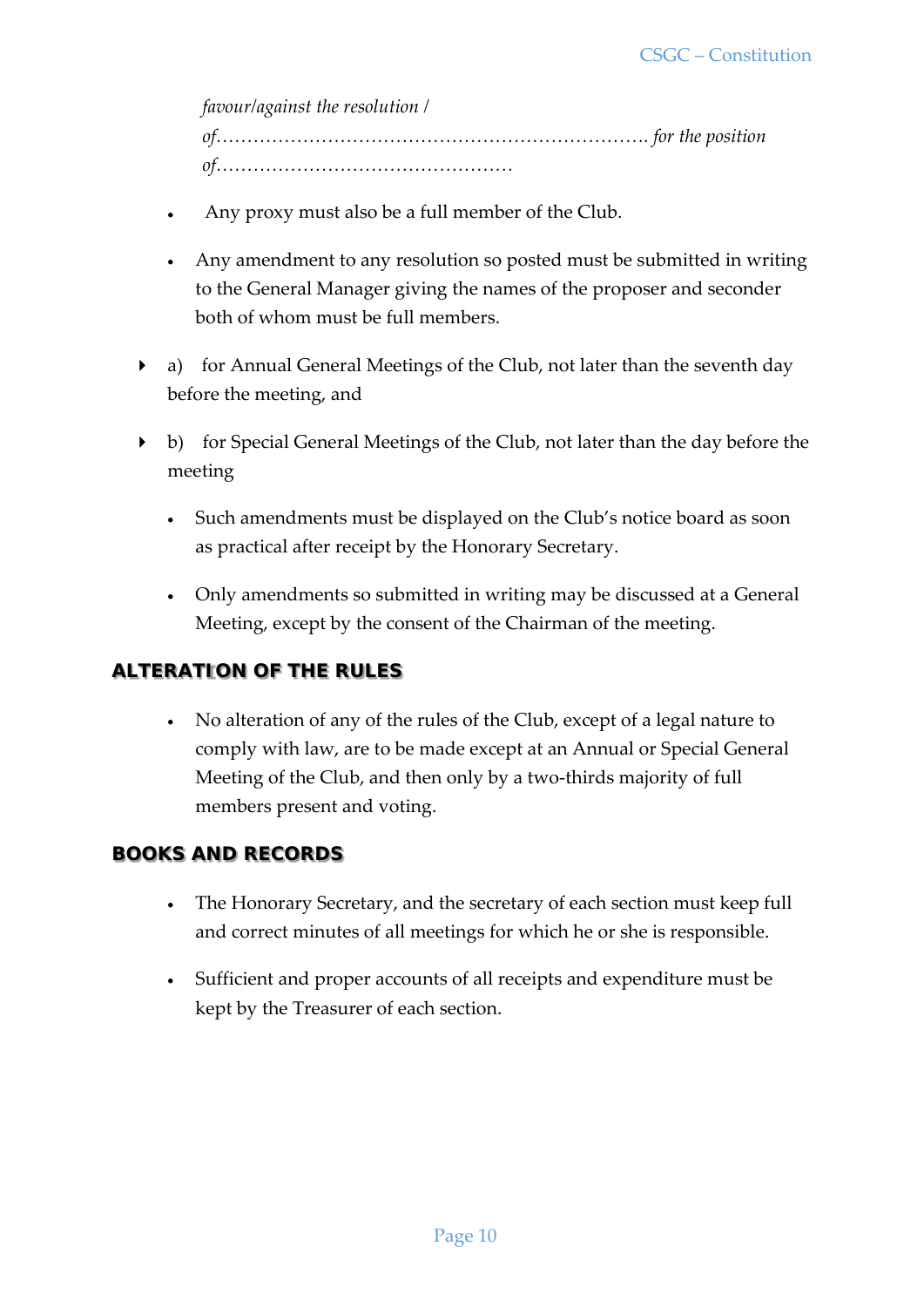*favour/against the resolution /*

*of…………………………………………………………… for the position of…………………………………………*

- Any proxy must also be a full member of the Club.

- Any amendment to any resolution so posted must be submitted in writing to the General Manager giving the names of the proposer and seconder both of whom must be full members.

- a) for Annual General Meetings of the Club, not later than the seventh day before the meeting, and

- b) for Special General Meetings of the Club, not later than the day before the meeting

- Such amendments must be displayed on the Club's notice board as soon as practical after receipt by the Honorary Secretary.

- Only amendments so submitted in writing may be discussed at a General Meeting, except by the consent of the Chairman of the meeting.

## ALTERATION OF THE RULES

- No alteration of any of the rules of the Club, except of a legal nature to comply with law, are to be made except at an Annual or Special General Meeting of the Club, and then only by a two-thirds majority of full members present and voting.

## BOOKS AND RECORDS

- The Honorary Secretary, and the secretary of each section must keep full and correct minutes of all meetings for which he or she is responsible.

- Sufficient and proper accounts of all receipts and expenditure must be kept by the Treasurer of each section.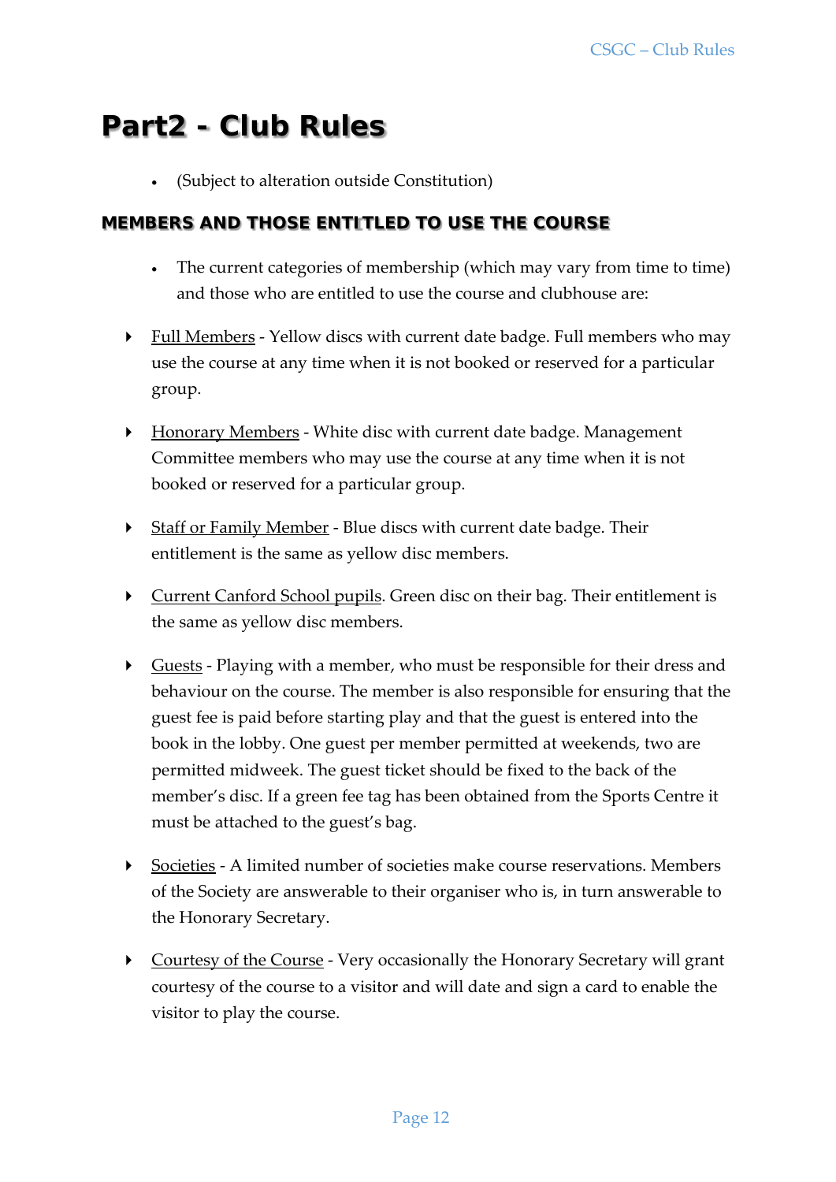# Part2 - Club Rules

- (Subject to alteration outside Constitution)

## MEMBERS AND THOSE ENTITLED TO USE THE COURSE

- The current categories of membership (which may vary from time to time) and those who are entitled to use the course and clubhouse are:

- Full Members - Yellow discs with current date badge. Full members who may use the course at any time when it is not booked or reserved for a particular group.

- Honorary Members - White disc with current date badge. Management Committee members who may use the course at any time when it is not booked or reserved for a particular group.

- Staff or Family Member - Blue discs with current date badge. Their entitlement is the same as yellow disc members.

- Current Canford School pupils. Green disc on their bag. Their entitlement is the same as yellow disc members.

- Guests - Playing with a member, who must be responsible for their dress and behaviour on the course. The member is also responsible for ensuring that the guest fee is paid before starting play and that the guest is entered into the book in the lobby. One guest per member permitted at weekends, two are permitted midweek. The guest ticket should be fixed to the back of the member's disc. If a green fee tag has been obtained from the Sports Centre it must be attached to the guest's bag.

- Societies - A limited number of societies make course reservations. Members of the Society are answerable to their organiser who is, in turn answerable to the Honorary Secretary.

- Courtesy of the Course - Very occasionally the Honorary Secretary will grant courtesy of the course to a visitor and will date and sign a card to enable the visitor to play the course.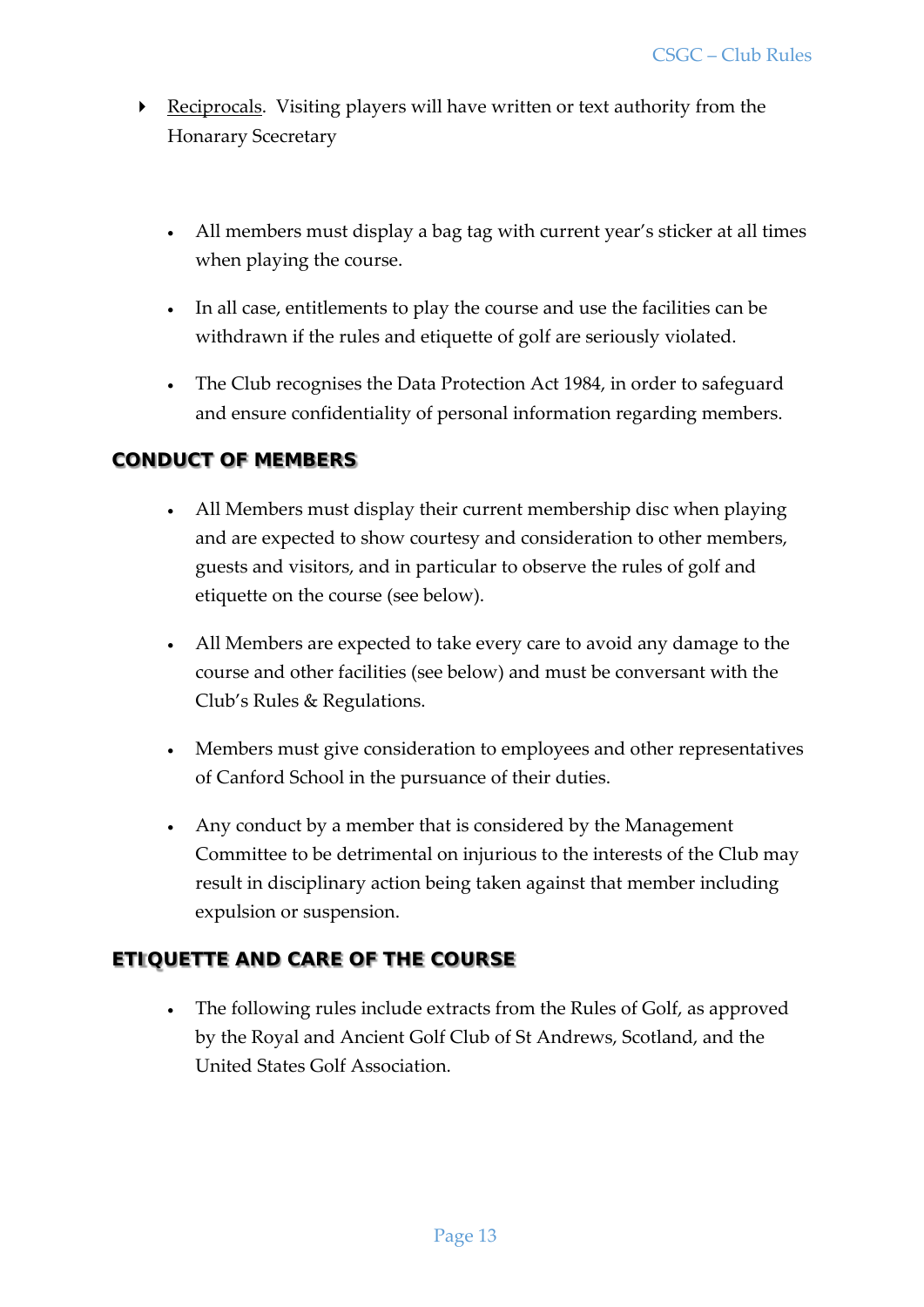- Reciprocals. Visiting players will have written or text authority from the Honarary Scecretary

- All members must display a bag tag with current year's sticker at all times when playing the course.
- In all case, entitlements to play the course and use the facilities can be withdrawn if the rules and etiquette of golf are seriously violated.
- The Club recognises the Data Protection Act 1984, in order to safeguard and ensure confidentiality of personal information regarding members.

## CONDUCT OF MEMBERS

- All Members must display their current membership disc when playing and are expected to show courtesy and consideration to other members, guests and visitors, and in particular to observe the rules of golf and etiquette on the course (see below).
- All Members are expected to take every care to avoid any damage to the course and other facilities (see below) and must be conversant with the Club's Rules & Regulations.
- Members must give consideration to employees and other representatives of Canford School in the pursuance of their duties.
- Any conduct by a member that is considered by the Management Committee to be detrimental on injurious to the interests of the Club may result in disciplinary action being taken against that member including expulsion or suspension.

## ETIQUETTE AND CARE OF THE COURSE

- The following rules include extracts from the Rules of Golf, as approved by the Royal and Ancient Golf Club of St Andrews, Scotland, and the United States Golf Association.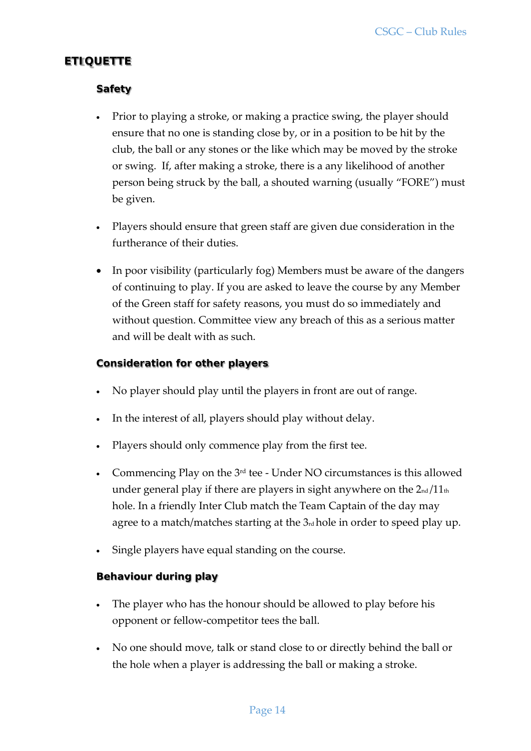## ETIQUETTE

### Safety

- Prior to playing a stroke, or making a practice swing, the player should ensure that no one is standing close by, or in a position to be hit by the club, the ball or any stones or the like which may be moved by the stroke or swing. If, after making a stroke, there is a any likelihood of another person being struck by the ball, a shouted warning (usually "FORE") must be given.
- Players should ensure that green staff are given due consideration in the furtherance of their duties.
- In poor visibility (particularly fog) Members must be aware of the dangers of continuing to play. If you are asked to leave the course by any Member of the Green staff for safety reasons, you must do so immediately and without question. Committee view any breach of this as a serious matter and will be dealt with as such.

### Consideration for other players

- No player should play until the players in front are out of range.
- In the interest of all, players should play without delay.
- Players should only commence play from the first tee.
- Commencing Play on the 3rd tee - Under NO circumstances is this allowed under general play if there are players in sight anywhere on the 2nd/11th hole. In a friendly Inter Club match the Team Captain of the day may agree to a match/matches starting at the 3rd hole in order to speed play up.
- Single players have equal standing on the course.

### Behaviour during play

- The player who has the honour should be allowed to play before his opponent or fellow-competitor tees the ball.
- No one should move, talk or stand close to or directly behind the ball or the hole when a player is addressing the ball or making a stroke.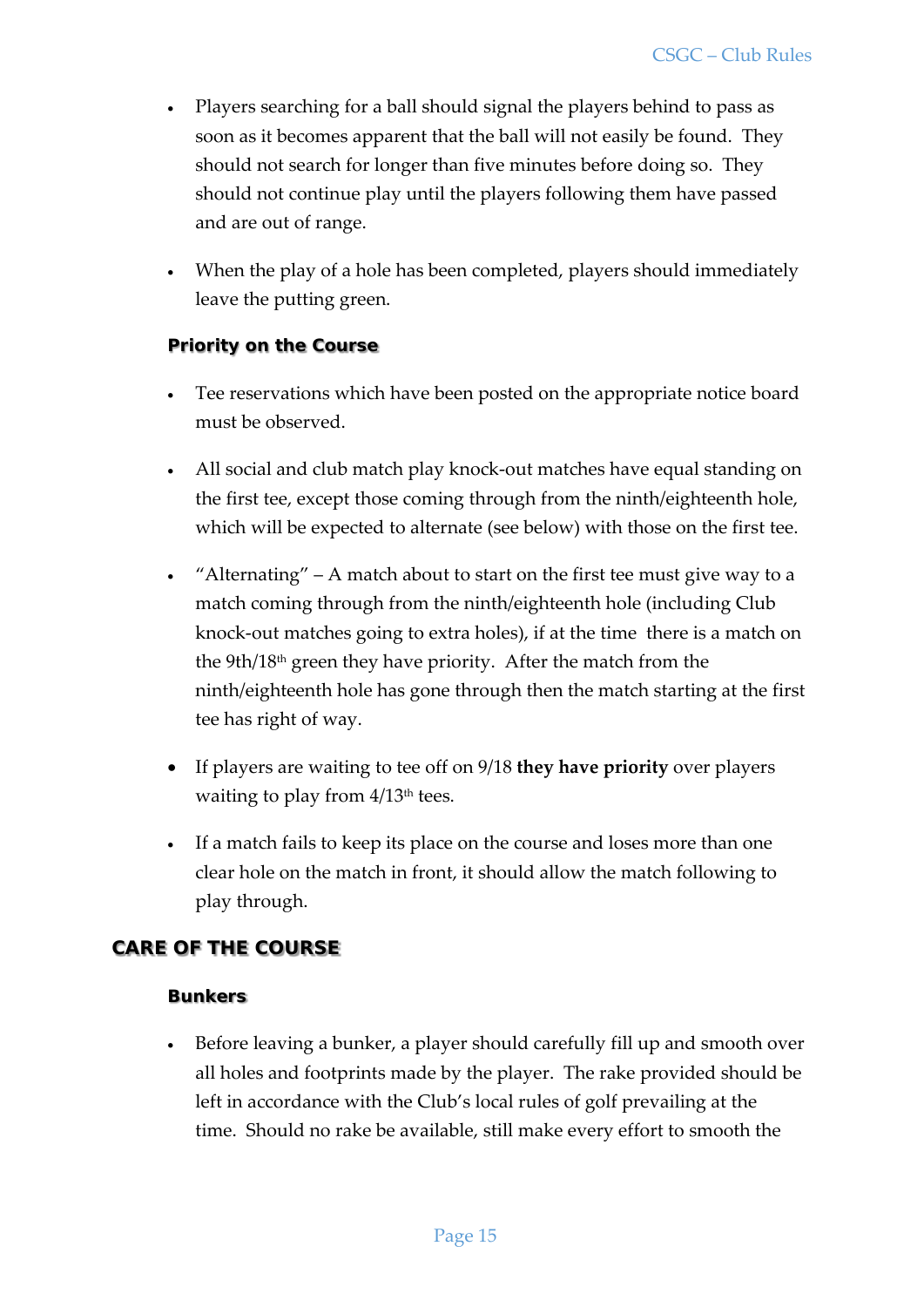- Players searching for a ball should signal the players behind to pass as soon as it becomes apparent that the ball will not easily be found. They should not search for longer than five minutes before doing so. They should not continue play until the players following them have passed and are out of range.

- When the play of a hole has been completed, players should immediately leave the putting green.

### Priority on the Course

- Tee reservations which have been posted on the appropriate notice board must be observed.

- All social and club match play knock-out matches have equal standing on the first tee, except those coming through from the ninth/eighteenth hole, which will be expected to alternate (see below) with those on the first tee.

- "Alternating" – A match about to start on the first tee must give way to a match coming through from the ninth/eighteenth hole (including Club knock-out matches going to extra holes), if at the time there is a match on the 9th/18th green they have priority. After the match from the ninth/eighteenth hole has gone through then the match starting at the first tee has right of way.

- If players are waiting to tee off on 9/18 **they have priority** over players waiting to play from 4/13th tees.

- If a match fails to keep its place on the course and loses more than one clear hole on the match in front, it should allow the match following to play through.

## CARE OF THE COURSE

### Bunkers

- Before leaving a bunker, a player should carefully fill up and smooth over all holes and footprints made by the player. The rake provided should be left in accordance with the Club's local rules of golf prevailing at the time. Should no rake be available, still make every effort to smooth the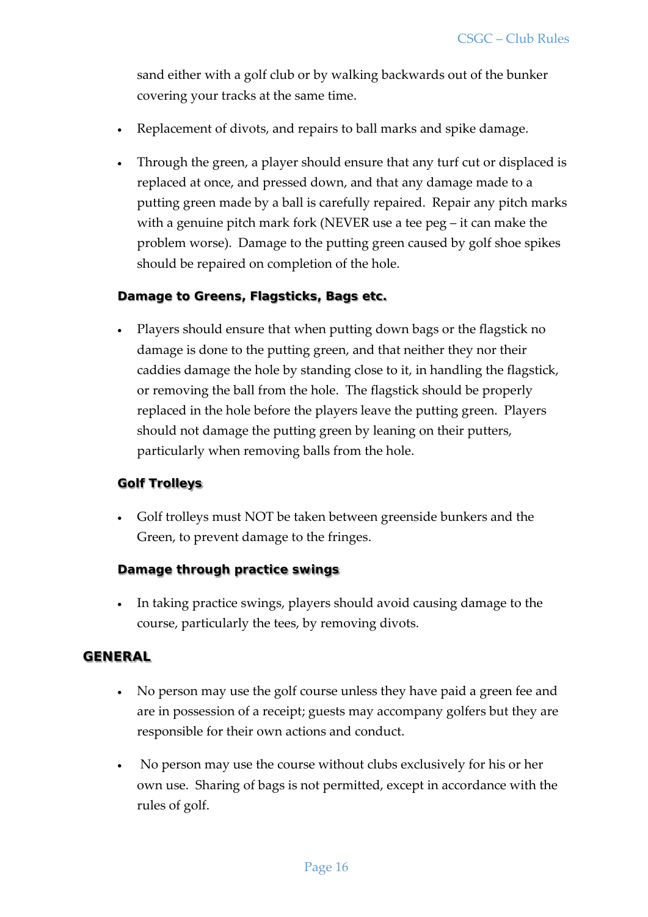sand either with a golf club or by walking backwards out of the bunker covering your tracks at the same time.

- Replacement of divots, and repairs to ball marks and spike damage.

- Through the green, a player should ensure that any turf cut or displaced is replaced at once, and pressed down, and that any damage made to a putting green made by a ball is carefully repaired. Repair any pitch marks with a genuine pitch mark fork (NEVER use a tee peg – it can make the problem worse). Damage to the putting green caused by golf shoe spikes should be repaired on completion of the hole.

### Damage to Greens, Flagsticks, Bags etc.

- Players should ensure that when putting down bags or the flagstick no damage is done to the putting green, and that neither they nor their caddies damage the hole by standing close to it, in handling the flagstick, or removing the ball from the hole. The flagstick should be properly replaced in the hole before the players leave the putting green. Players should not damage the putting green by leaning on their putters, particularly when removing balls from the hole.

### Golf Trolleys

- Golf trolleys must NOT be taken between greenside bunkers and the Green, to prevent damage to the fringes.

### Damage through practice swings

- In taking practice swings, players should avoid causing damage to the course, particularly the tees, by removing divots.

## GENERAL

- No person may use the golf course unless they have paid a green fee and are in possession of a receipt; guests may accompany golfers but they are responsible for their own actions and conduct.

- No person may use the course without clubs exclusively for his or her own use. Sharing of bags is not permitted, except in accordance with the rules of golf.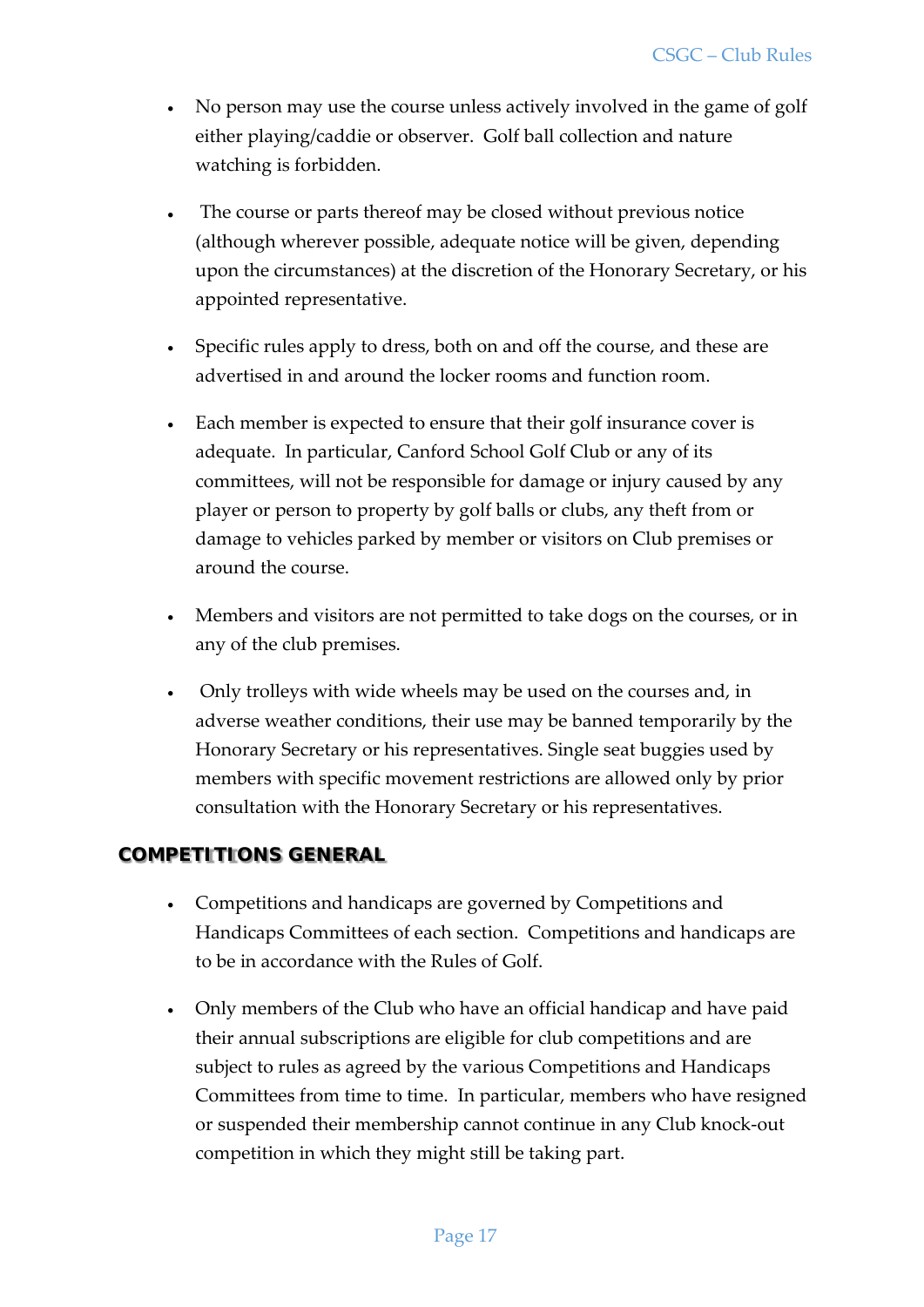- No person may use the course unless actively involved in the game of golf either playing/caddie or observer. Golf ball collection and nature watching is forbidden.

- The course or parts thereof may be closed without previous notice (although wherever possible, adequate notice will be given, depending upon the circumstances) at the discretion of the Honorary Secretary, or his appointed representative.

- Specific rules apply to dress, both on and off the course, and these are advertised in and around the locker rooms and function room.

- Each member is expected to ensure that their golf insurance cover is adequate. In particular, Canford School Golf Club or any of its committees, will not be responsible for damage or injury caused by any player or person to property by golf balls or clubs, any theft from or damage to vehicles parked by member or visitors on Club premises or around the course.

- Members and visitors are not permitted to take dogs on the courses, or in any of the club premises.

- Only trolleys with wide wheels may be used on the courses and, in adverse weather conditions, their use may be banned temporarily by the Honorary Secretary or his representatives. Single seat buggies used by members with specific movement restrictions are allowed only by prior consultation with the Honorary Secretary or his representatives.

## COMPETITIONS GENERAL

- Competitions and handicaps are governed by Competitions and Handicaps Committees of each section. Competitions and handicaps are to be in accordance with the Rules of Golf.

- Only members of the Club who have an official handicap and have paid their annual subscriptions are eligible for club competitions and are subject to rules as agreed by the various Competitions and Handicaps Committees from time to time. In particular, members who have resigned or suspended their membership cannot continue in any Club knock-out competition in which they might still be taking part.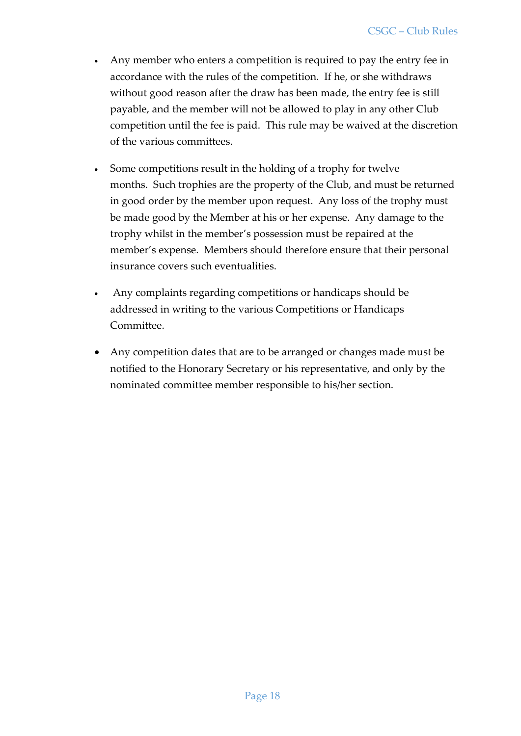- Any member who enters a competition is required to pay the entry fee in accordance with the rules of the competition. If he, or she withdraws without good reason after the draw has been made, the entry fee is still payable, and the member will not be allowed to play in any other Club competition until the fee is paid. This rule may be waived at the discretion of the various committees.

- Some competitions result in the holding of a trophy for twelve months. Such trophies are the property of the Club, and must be returned in good order by the member upon request. Any loss of the trophy must be made good by the Member at his or her expense. Any damage to the trophy whilst in the member's possession must be repaired at the member's expense. Members should therefore ensure that their personal insurance covers such eventualities.

- Any complaints regarding competitions or handicaps should be addressed in writing to the various Competitions or Handicaps Committee.

- Any competition dates that are to be arranged or changes made must be notified to the Honorary Secretary or his representative, and only by the nominated committee member responsible to his/her section.